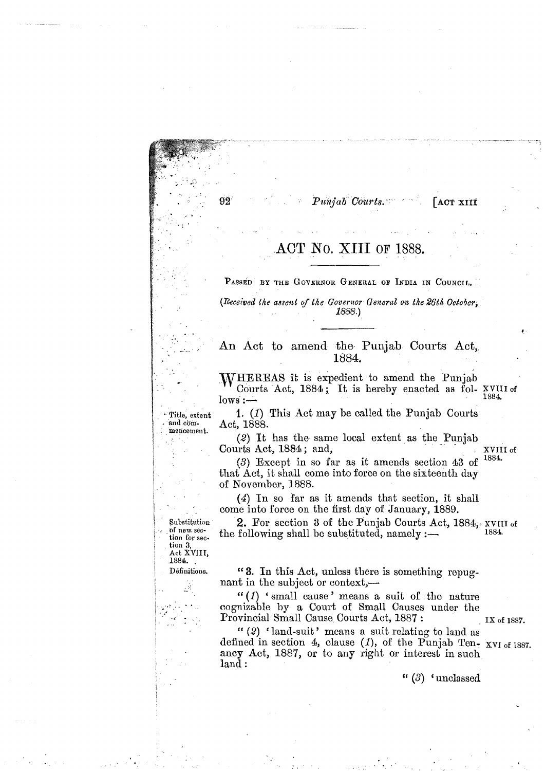# ACT No. XIII OF 1888.

PASSED BY THE GOVERNOR GENERAL OF INDIA IN COUNCIL.

(*Received the assent of the Governor General on the 26th October, 1888.*)

## An Act to amend the Punjab Courts Act, 1884.

WHEREAS it is expedient to amend the Punjab Courts Act, 1884; It is hereby enacted as follows:— XVIII of 1884.

Title, extent and commencement.

**1.** (*1*) This Act may be called the Punjab Courts Act, 1888.

(*2*) It has the same local extent as the Punjab Courts Act, 1884; and, XVIII of 1884.

(*3*) Except in so far as it amends section 43 of that Act, it shall come into force on the sixteenth day of November, 1888.

(*4*) In so far as it amends that section, it shall come into force on the first day of January, 1889.

Substitution of new section for section 3, Act XVIII, 1884.

**2.** For section 3 of the Punjab Courts Act, 1884, the following shall be substituted, namely:— XVIII of 1884.

Definitions.

"**3.** In this Act, unless there is something repugnant in the subject or context,—

"(*1*) 'small cause' means a suit of the nature cognizable by a Court of Small Causes under the Provincial Small Cause Courts Act, 1887: IX of 1887.

"(*2*) 'land-suit' means a suit relating to land as defined in section 4, clause (*1*), of the Punjab Tenancy Act, 1887, or to any right or interest in such land: XVI of 1887.

"(*3*) 'unclassed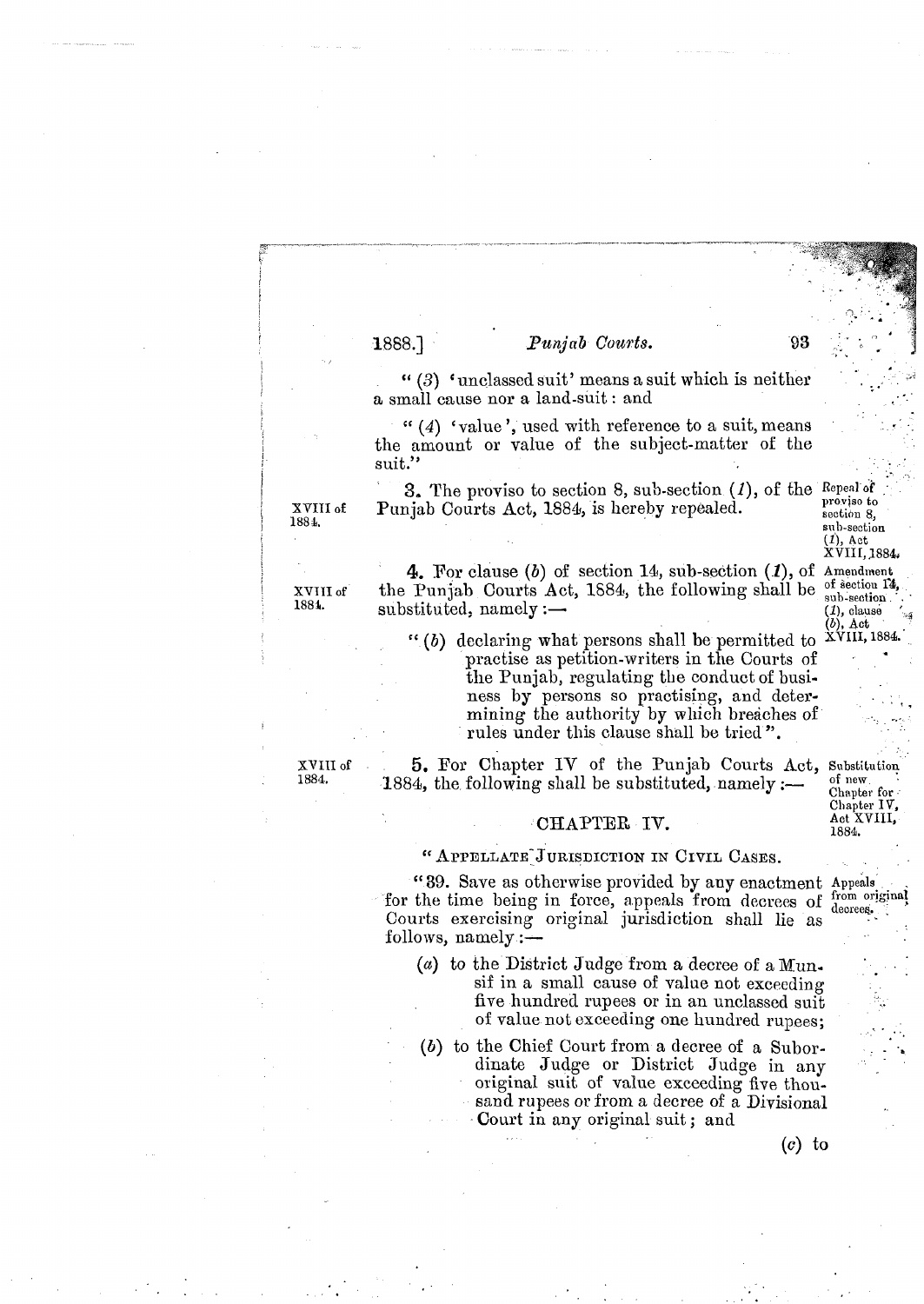"(3) 'unclassed suit' means a suit which is neither a small cause nor a land-suit: and

"(4) 'value', used with reference to a suit, means the amount or value of the subject-matter of the suit."

XVIII of 1884.

*Repeal of proviso to section 8, sub-section (1), Act XVIII, 1884.*

**3.** The proviso to section 8, sub-section (*1*), of the Punjab Courts Act, 1884, is hereby repealed.

XVIII of 1884.

*Amendment of section 14, sub-section (1), clause (b), Act XVIII, 1884.*

**4.** For clause (*b*) of section 14, sub-section (*1*), of the Punjab Courts Act, 1884, the following shall be substituted, namely:—

> "(*b*) declaring what persons shall be permitted to practise as petition-writers in the Courts of the Punjab, regulating the conduct of business by persons so practising, and determining the authority by which breaches of rules under this clause shall be tried".

XVIII of 1884.

*Substitution of new Chapter for Chapter IV, Act XVIII, 1884.*

**5.** For Chapter IV of the Punjab Courts Act, 1884, the following shall be substituted, namely:—

## CHAPTER IV.

### "APPELLATE JURISDICTION IN CIVIL CASES.

*Appeals from original decrees.*

"39. Save as otherwise provided by any enactment for the time being in force, appeals from decrees of Courts exercising original jurisdiction shall lie as follows, namely:—

(*a*) to the District Judge from a decree of a Munsif in a small cause of value not exceeding five hundred rupees or in an unclassed suit of value not exceeding one hundred rupees;

(*b*) to the Chief Court from a decree of a Subordinate Judge or District Judge in any original suit of value exceeding five thousand rupees or from a decree of a Divisional Court in any original suit; and

(*c*) to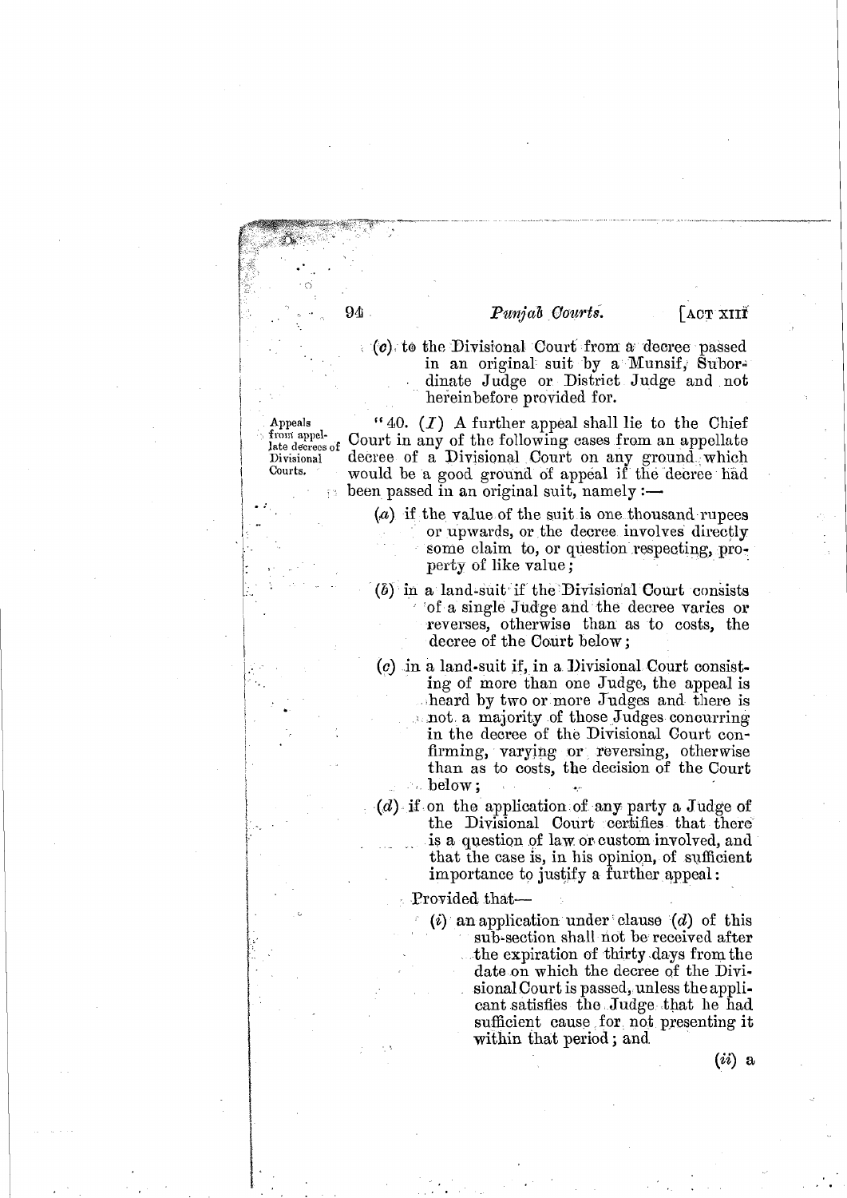(c) to the Divisional Court from a decree passed in an original suit by a Munsif, Subordinate Judge or District Judge and not hereinbefore provided for.

Appeals from appellate decrees of Divisional Courts.

"40. (1) A further appeal shall lie to the Chief Court in any of the following cases from an appellate decree of a Divisional Court on any ground which would be a good ground of appeal if the decree had been passed in an original suit, namely:—

(a) if the value of the suit is one thousand rupees or upwards, or the decree involves directly some claim to, or question respecting, property of like value;

(b) in a land-suit if the Divisional Court consists of a single Judge and the decree varies or reverses, otherwise than as to costs, the decree of the Court below;

(c) in a land-suit if, in a Divisional Court consisting of more than one Judge, the appeal is heard by two or more Judges and there is not a majority of those Judges concurring in the decree of the Divisional Court confirming, varying or reversing, otherwise than as to costs, the decision of the Court below;

(d) if on the application of any party a Judge of the Divisional Court certifies that there is a question of law or custom involved, and that the case is, in his opinion, of sufficient importance to justify a further appeal:

Provided that—

(i) an application under clause (d) of this sub-section shall not be received after the expiration of thirty days from the date on which the decree of the Divisional Court is passed, unless the applicant satisfies the Judge that he had sufficient cause for not presenting it within that period; and

(ii) a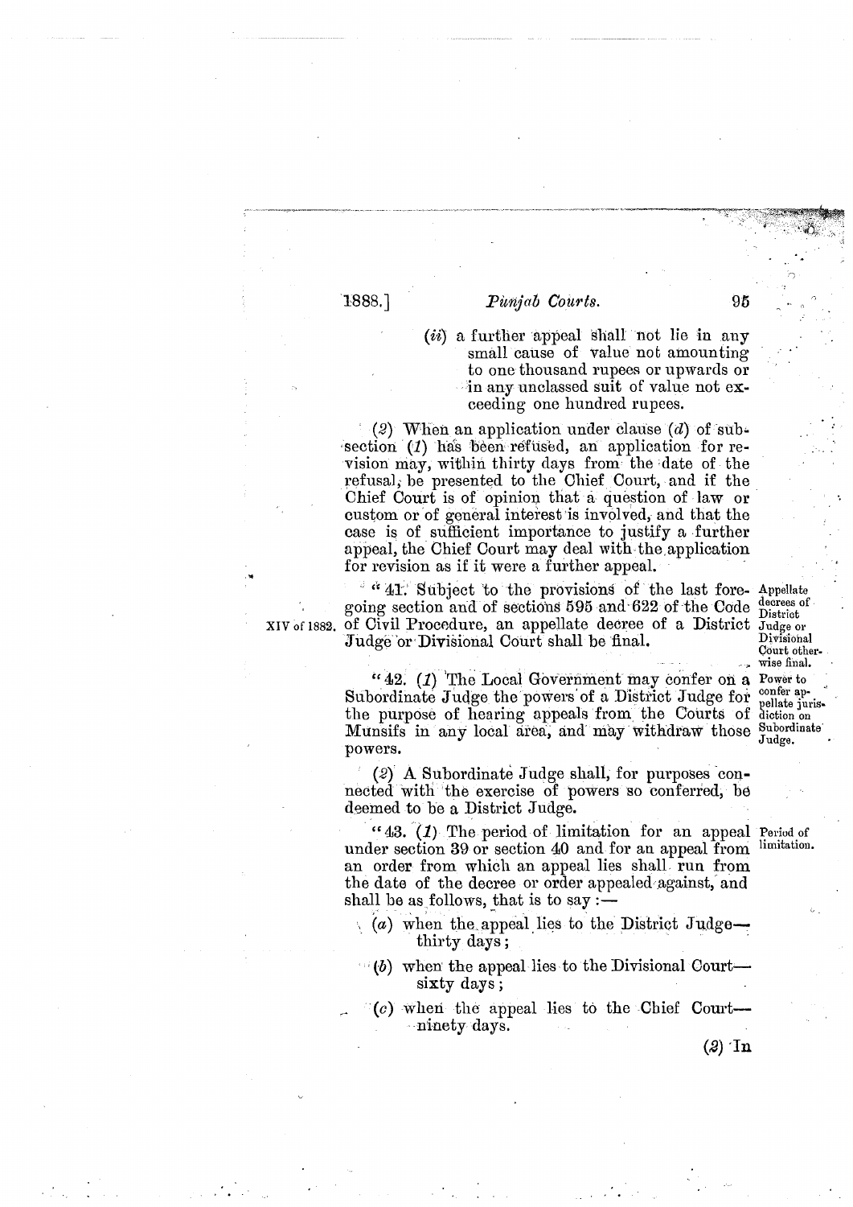(*ii*) a further appeal shall not lie in any small cause of value not amounting to one thousand rupees or upwards or in any unclassed suit of value not exceeding one hundred rupees.

(*2*) When an application under clause (*d*) of sub-section (*1*) has been refused, an application for revision may, within thirty days from the date of the refusal, be presented to the Chief Court, and if the Chief Court is of opinion that a question of law or custom or of general interest is involved, and that the case is of sufficient importance to justify a further appeal, the Chief Court may deal with the application for revision as if it were a further appeal.

Appellate decrees of District Judge or Divisional Court otherwise final.

"41. Subject to the provisions of the last foregoing section and of sections 595 and 622 of the Code of Civil Procedure, an appellate decree of a District Judge or Divisional Court shall be final.

XIV of 1882.

Power to confer appellate jurisdiction on Subordinate Judge.

"42. (*1*) The Local Government may confer on a Subordinate Judge the powers of a District Judge for the purpose of hearing appeals from the Courts of Munsifs in any local area, and may withdraw those powers.

(*2*) A Subordinate Judge shall, for purposes connected with the exercise of powers so conferred, be deemed to be a District Judge.

Period of limitation.

"43. (*1*) The period of limitation for an appeal under section 39 or section 40 and for an appeal from an order from which an appeal lies shall run from the date of the decree or order appealed against, and shall be as follows, that is to say:—

(*a*) when the appeal lies to the District Judge—thirty days;

(*b*) when the appeal lies to the Divisional Court—sixty days;

(*c*) when the appeal lies to the Chief Court—ninety days.

(*2*) In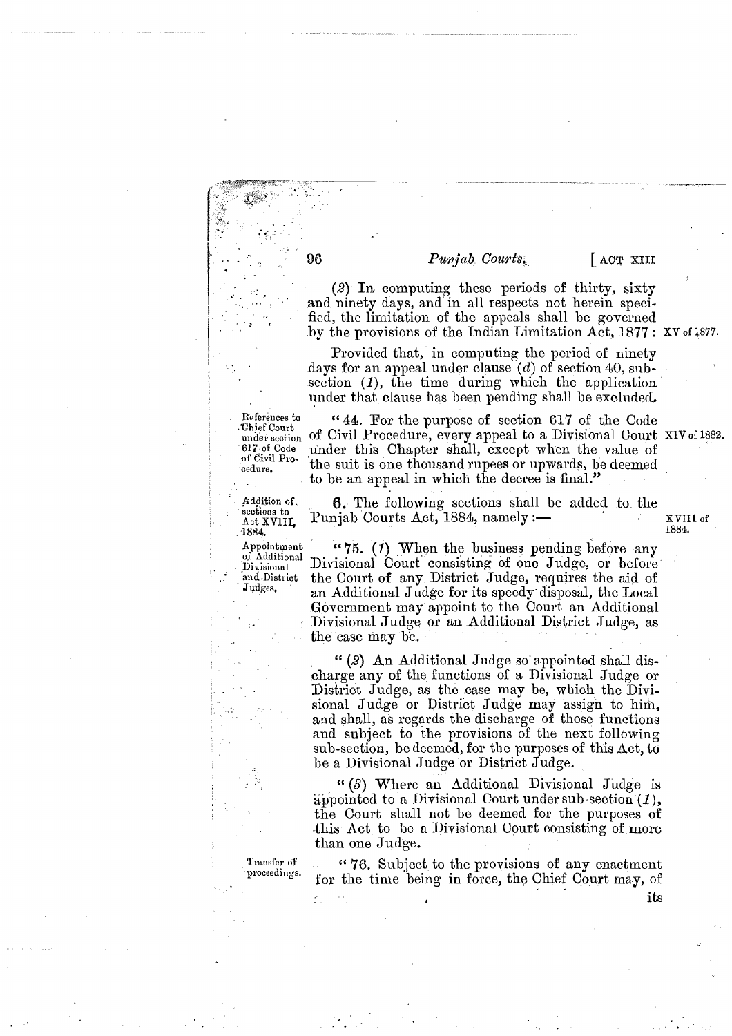(2) In computing these periods of thirty, sixty and ninety days, and in all respects not herein specified, the limitation of the appeals shall be governed by the provisions of the Indian Limitation Act, 1877 : XV of 1877.

Provided that, in computing the period of ninety days for an appeal under clause (*d*) of section 40, sub-section (*1*), the time during which the application under that clause has been pending shall be excluded.

References to Chief Court under section 617 of Code of Civil Procedure.

"44. For the purpose of section 617 of the Code of Civil Procedure, every appeal to a Divisional Court under this Chapter shall, except when the value of the suit is one thousand rupees or upwards, be deemed to be an appeal in which the decree is final." XIV of 1882.

Addition of sections to Act XVIII, 1884.

**6.** The following sections shall be added to the Punjab Courts Act, 1884, namely :— XVIII of 1884.

Appointment of Additional Divisional and District Judges.

"75. (*1*) When the business pending before any Divisional Court consisting of one Judge, or before the Court of any District Judge, requires the aid of an Additional Judge for its speedy disposal, the Local Government may appoint to the Court an Additional Divisional Judge or an Additional District Judge, as the case may be.

"(*2*) An Additional Judge so appointed shall discharge any of the functions of a Divisional Judge or District Judge, as the case may be, which the Divisional Judge or District Judge may assign to him, and shall, as regards the discharge of those functions and subject to the provisions of the next following sub-section, be deemed, for the purposes of this Act, to be a Divisional Judge or District Judge.

"(*3*) Where an Additional Divisional Judge is appointed to a Divisional Court under sub-section (*1*), the Court shall not be deemed for the purposes of this Act to be a Divisional Court consisting of more than one Judge.

Transfer of proceedings.

"76. Subject to the provisions of any enactment for the time being in force, the Chief Court may, of its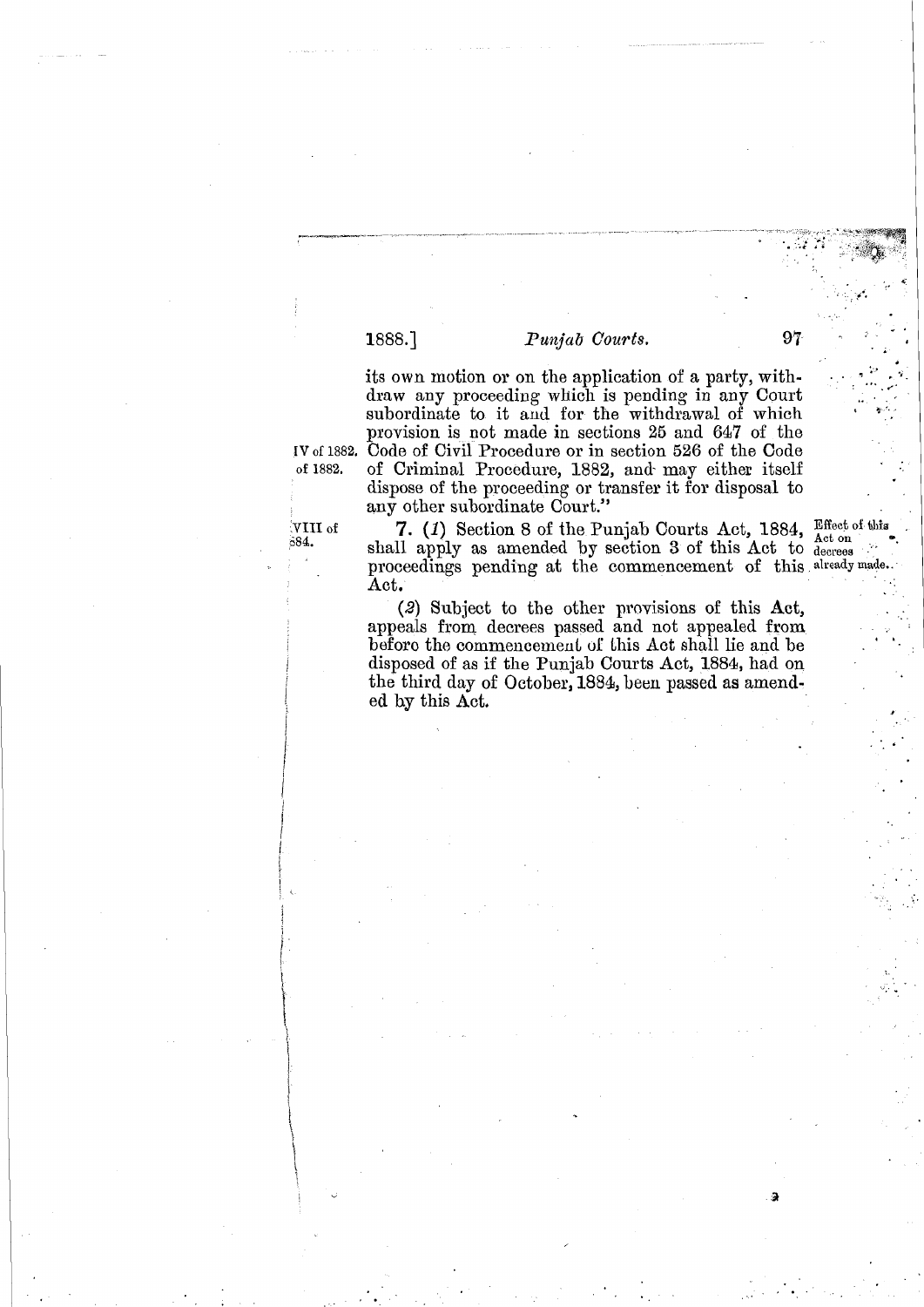its own motion or on the application of a party, withdraw any proceeding which is pending in any Court subordinate to it and for the withdrawal of which provision is not made in sections 25 and 647 of the Code of Civil Procedure or in section 526 of the Code of Criminal Procedure, 1882, and may either itself dispose of the proceeding or transfer it for disposal to any other subordinate Court."

IV of 1882.
of 1882.

VIII of 1884.

Effect of this Act on decrees already made.

**7.** (*1*) Section 8 of the Punjab Courts Act, 1884, shall apply as amended by section 3 of this Act to proceedings pending at the commencement of this Act.

(*2*) Subject to the other provisions of this Act, appeals from decrees passed and not appealed from before the commencement of this Act shall lie and be disposed of as if the Punjab Courts Act, 1884, had on the third day of October, 1884, been passed as amended by this Act.